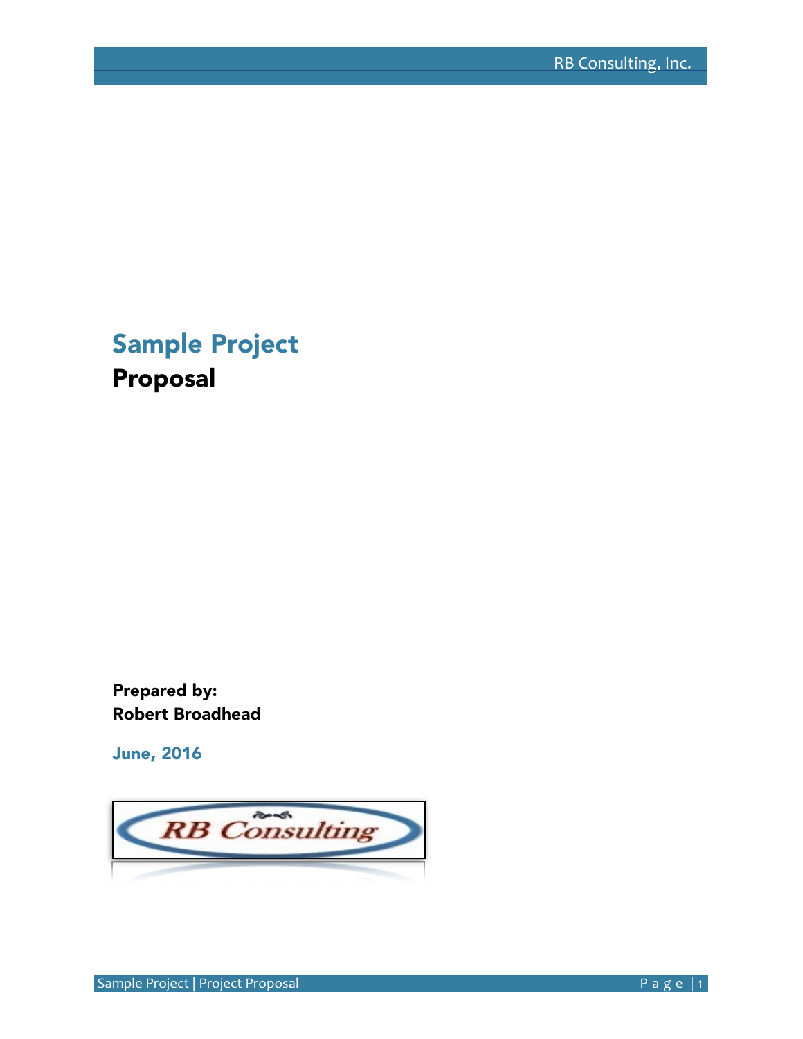# Sample Project
## Proposal

**Prepared by:**
**Robert Broadhead**

**June, 2016**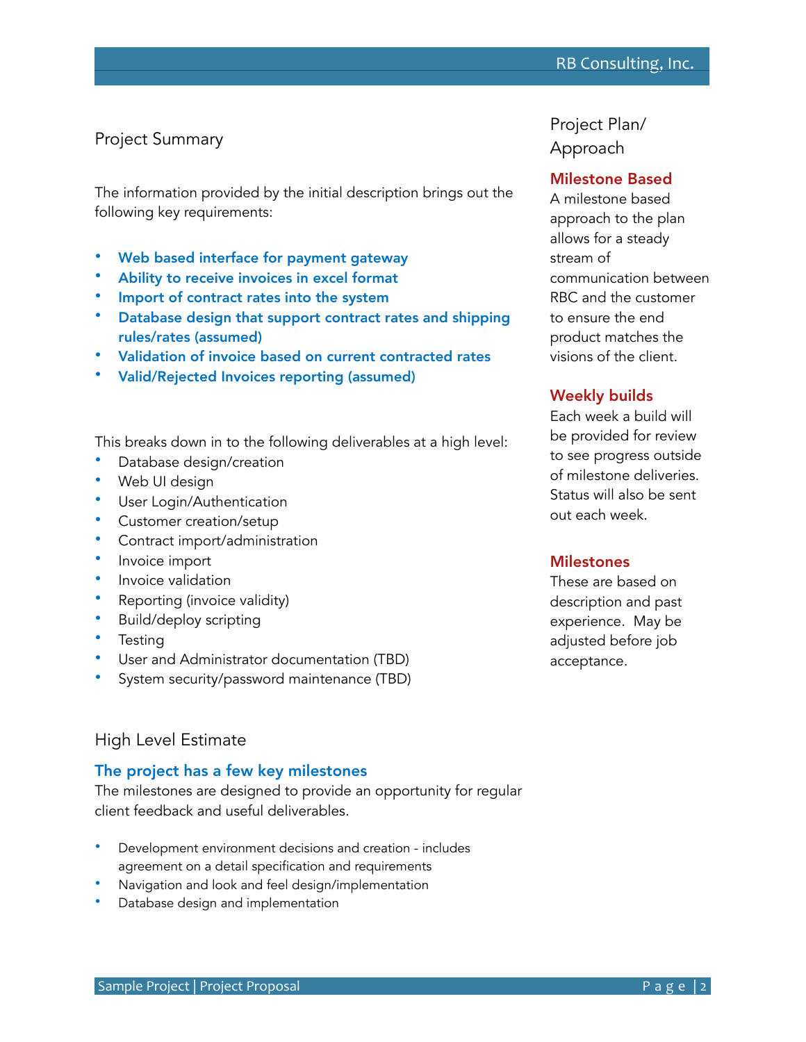## Project Summary

The information provided by the initial description brings out the following key requirements:

- **Web based interface for payment gateway**
- **Ability to receive invoices in excel format**
- **Import of contract rates into the system**
- **Database design that support contract rates and shipping rules/rates (assumed)**
- **Validation of invoice based on current contracted rates**
- **Valid/Rejected Invoices reporting (assumed)**

This breaks down in to the following deliverables at a high level:

- Database design/creation
- Web UI design
- User Login/Authentication
- Customer creation/setup
- Contract import/administration
- Invoice import
- Invoice validation
- Reporting (invoice validity)
- Build/deploy scripting
- Testing
- User and Administrator documentation (TBD)
- System security/password maintenance (TBD)

## High Level Estimate

### The project has a few key milestones

The milestones are designed to provide an opportunity for regular client feedback and useful deliverables.

- Development environment decisions and creation - includes agreement on a detail specification and requirements
- Navigation and look and feel design/implementation
- Database design and implementation

## Project Plan/ Approach

### Milestone Based

A milestone based approach to the plan allows for a steady stream of communication between RBC and the customer to ensure the end product matches the visions of the client.

### Weekly builds

Each week a build will be provided for review to see progress outside of milestone deliveries. Status will also be sent out each week.

### Milestones

These are based on description and past experience. May be adjusted before job acceptance.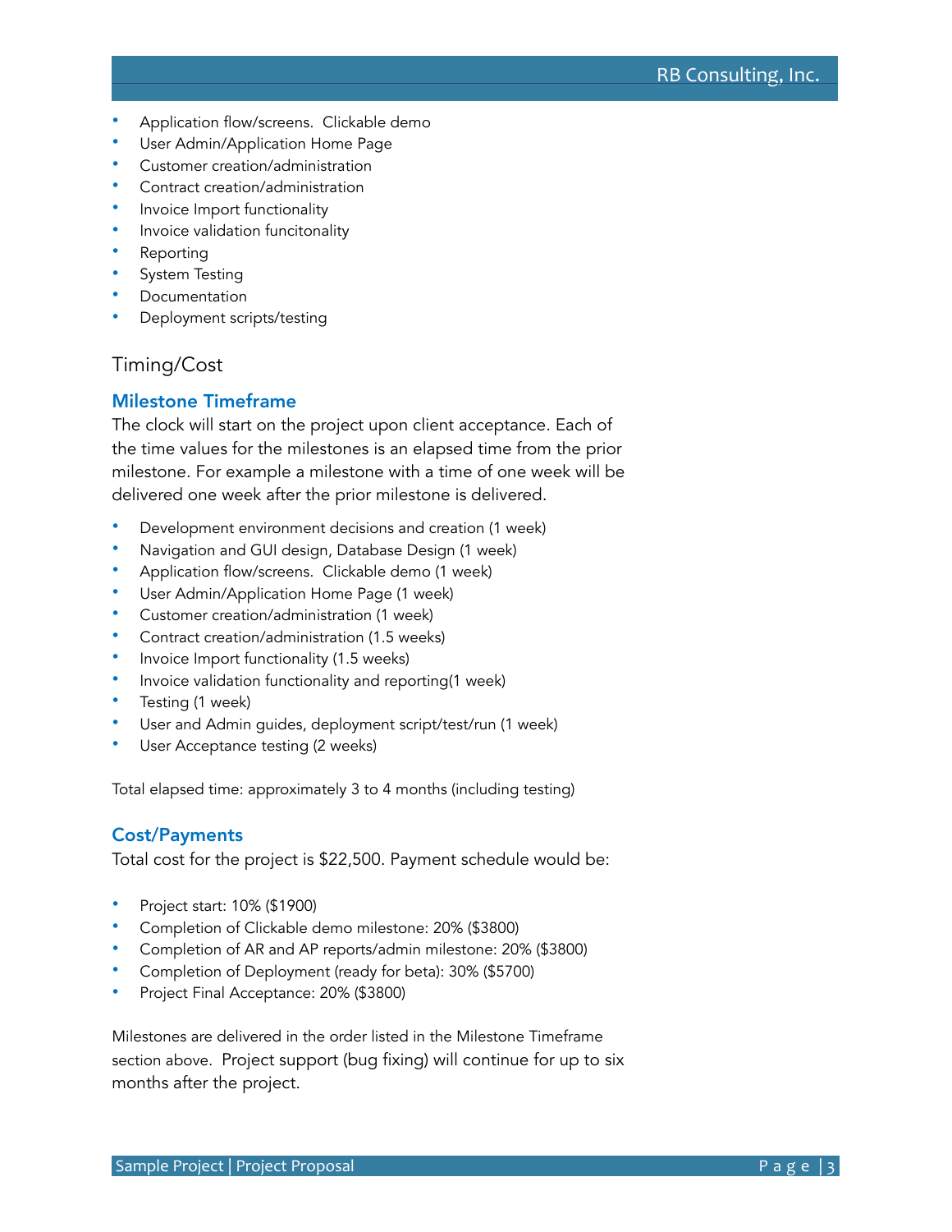- Application flow/screens.  Clickable demo
- User Admin/Application Home Page
- Customer creation/administration
- Contract creation/administration
- Invoice Import functionality
- Invoice validation funcitonality
- Reporting
- System Testing
- Documentation
- Deployment scripts/testing

## Timing/Cost

### Milestone Timeframe

The clock will start on the project upon client acceptance. Each of the time values for the milestones is an elapsed time from the prior milestone. For example a milestone with a time of one week will be delivered one week after the prior milestone is delivered.

- Development environment decisions and creation (1 week)
- Navigation and GUI design, Database Design (1 week)
- Application flow/screens.  Clickable demo (1 week)
- User Admin/Application Home Page (1 week)
- Customer creation/administration (1 week)
- Contract creation/administration (1.5 weeks)
- Invoice Import functionality (1.5 weeks)
- Invoice validation functionality and reporting(1 week)
- Testing (1 week)
- User and Admin guides, deployment script/test/run (1 week)
- User Acceptance testing (2 weeks)

Total elapsed time: approximately 3 to 4 months (including testing)

### Cost/Payments

Total cost for the project is $22,500. Payment schedule would be:

- Project start: 10% ($1900)
- Completion of Clickable demo milestone: 20% ($3800)
- Completion of AR and AP reports/admin milestone: 20% ($3800)
- Completion of Deployment (ready for beta): 30% ($5700)
- Project Final Acceptance: 20% ($3800)

Milestones are delivered in the order listed in the Milestone Timeframe section above.  Project support (bug fixing) will continue for up to six months after the project.